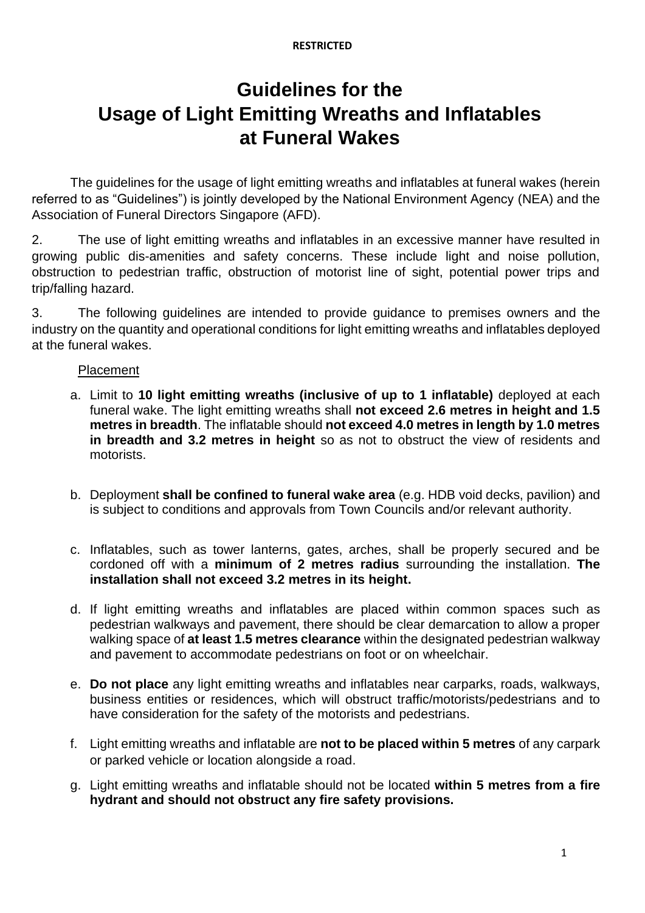**RESTRICTED**

# Guidelines for the Usage of Light Emitting Wreaths and Inflatables at Funeral Wakes

The guidelines for the usage of light emitting wreaths and inflatables at funeral wakes (herein referred to as "Guidelines") is jointly developed by the National Environment Agency (NEA) and the Association of Funeral Directors Singapore (AFD).

2. The use of light emitting wreaths and inflatables in an excessive manner have resulted in growing public dis-amenities and safety concerns. These include light and noise pollution, obstruction to pedestrian traffic, obstruction of motorist line of sight, potential power trips and trip/falling hazard.

3. The following guidelines are intended to provide guidance to premises owners and the industry on the quantity and operational conditions for light emitting wreaths and inflatables deployed at the funeral wakes.

<u>Placement</u>

a. Limit to **10 light emitting wreaths (inclusive of up to 1 inflatable)** deployed at each funeral wake. The light emitting wreaths shall **not exceed 2.6 metres in height and 1.5 metres in breadth**. The inflatable should **not exceed 4.0 metres in length by 1.0 metres in breadth and 3.2 metres in height** so as not to obstruct the view of residents and motorists.

b. Deployment **shall be confined to funeral wake area** (e.g. HDB void decks, pavilion) and is subject to conditions and approvals from Town Councils and/or relevant authority.

c. Inflatables, such as tower lanterns, gates, arches, shall be properly secured and be cordoned off with a **minimum of 2 metres radius** surrounding the installation. **The installation shall not exceed 3.2 metres in its height.**

d. If light emitting wreaths and inflatables are placed within common spaces such as pedestrian walkways and pavement, there should be clear demarcation to allow a proper walking space of **at least 1.5 metres clearance** within the designated pedestrian walkway and pavement to accommodate pedestrians on foot or on wheelchair.

e. **Do not place** any light emitting wreaths and inflatables near carparks, roads, walkways, business entities or residences, which will obstruct traffic/motorists/pedestrians and to have consideration for the safety of the motorists and pedestrians.

f. Light emitting wreaths and inflatable are **not to be placed within 5 metres** of any carpark or parked vehicle or location alongside a road.

g. Light emitting wreaths and inflatable should not be located **within 5 metres from a fire hydrant and should not obstruct any fire safety provisions.**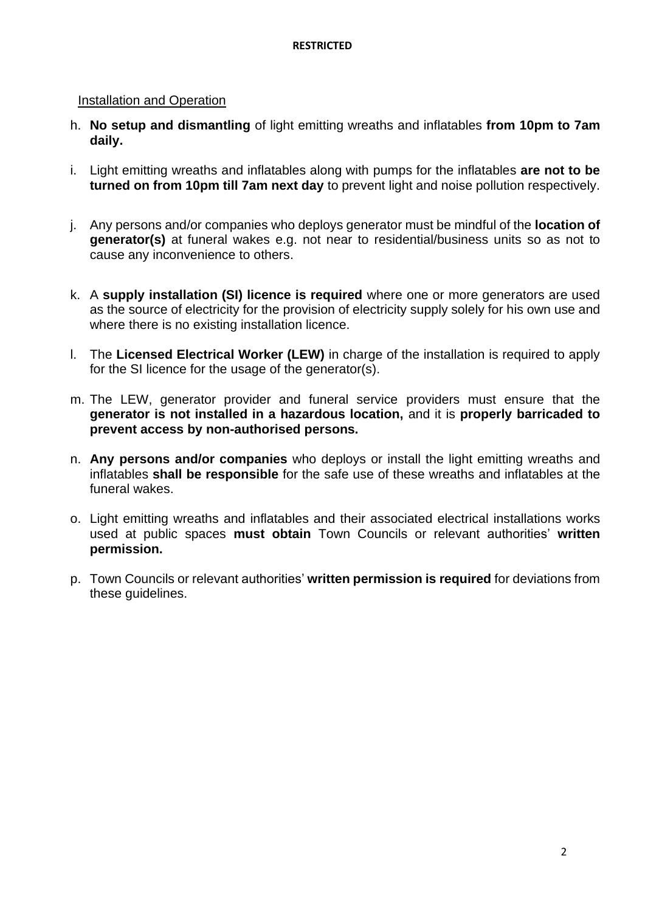Installation and Operation

h. **No setup and dismantling** of light emitting wreaths and inflatables **from 10pm to 7am daily.**

i. Light emitting wreaths and inflatables along with pumps for the inflatables **are not to be turned on from 10pm till 7am next day** to prevent light and noise pollution respectively.

j. Any persons and/or companies who deploys generator must be mindful of the **location of generator(s)** at funeral wakes e.g. not near to residential/business units so as not to cause any inconvenience to others.

k. A **supply installation (SI) licence is required** where one or more generators are used as the source of electricity for the provision of electricity supply solely for his own use and where there is no existing installation licence.

l. The **Licensed Electrical Worker (LEW)** in charge of the installation is required to apply for the SI licence for the usage of the generator(s).

m. The LEW, generator provider and funeral service providers must ensure that the **generator is not installed in a hazardous location,** and it is **properly barricaded to prevent access by non-authorised persons.**

n. **Any persons and/or companies** who deploys or install the light emitting wreaths and inflatables **shall be responsible** for the safe use of these wreaths and inflatables at the funeral wakes.

o. Light emitting wreaths and inflatables and their associated electrical installations works used at public spaces **must obtain** Town Councils or relevant authorities' **written permission.**

p. Town Councils or relevant authorities' **written permission is required** for deviations from these guidelines.